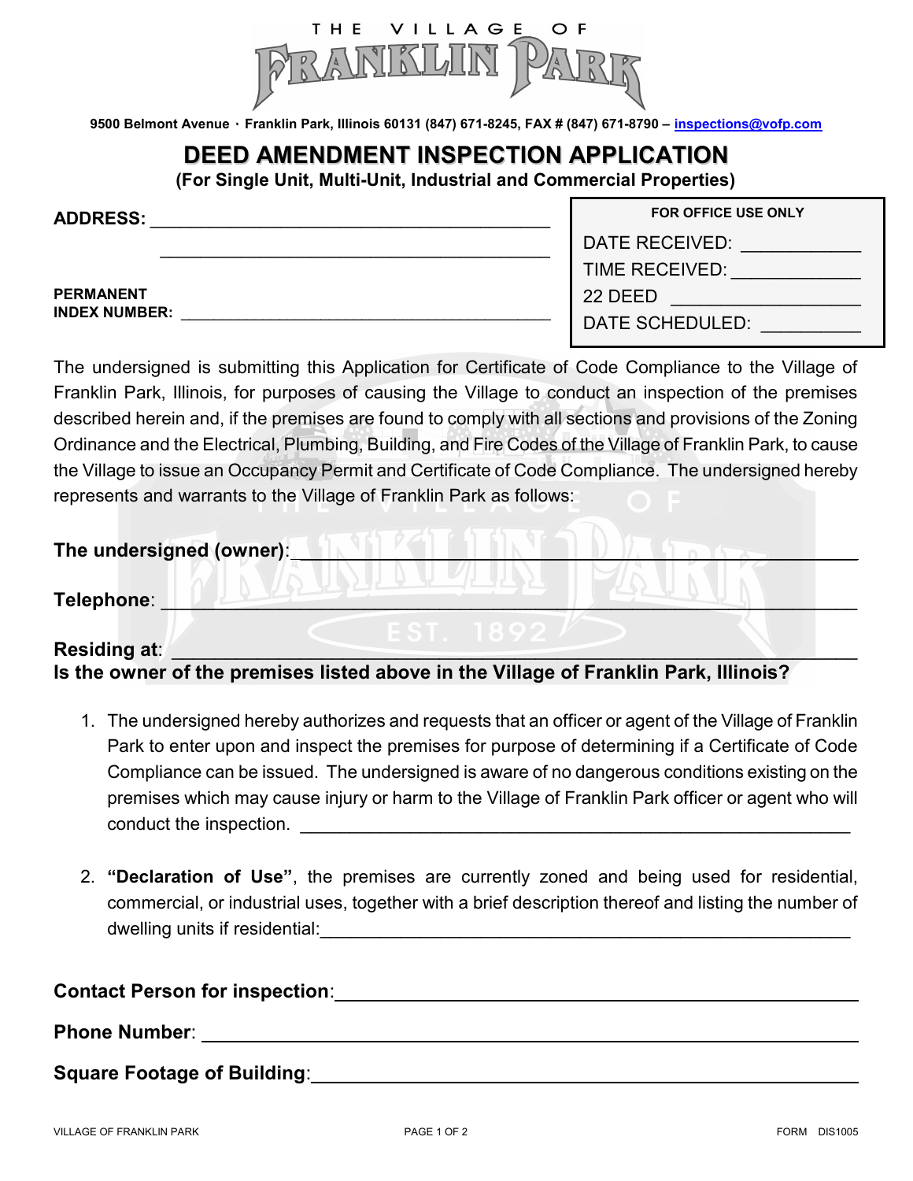THE VILLAGE OF FRANKLIN PARK

9500 Belmont Avenue · Franklin Park, Illinois 60131 (847) 671-8245, FAX # (847) 671-8790 – inspections@vofp.com

# DEED AMENDMENT INSPECTION APPLICATION

**(For Single Unit, Multi-Unit, Industrial and Commercial Properties)**

**ADDRESS:** ________________________________________

________________________________________

**PERMANENT INDEX NUMBER:** ________________________________________

| FOR OFFICE USE ONLY |
|---|
| DATE RECEIVED: ___________ |
| TIME RECEIVED: ___________ |
| 22 DEED ___________ |
| DATE SCHEDULED: ___________ |

The undersigned is submitting this Application for Certificate of Code Compliance to the Village of Franklin Park, Illinois, for purposes of causing the Village to conduct an inspection of the premises described herein and, if the premises are found to comply with all sections and provisions of the Zoning Ordinance and the Electrical, Plumbing, Building, and Fire Codes of the Village of Franklin Park, to cause the Village to issue an Occupancy Permit and Certificate of Code Compliance. The undersigned hereby represents and warrants to the Village of Franklin Park as follows:

**The undersigned (owner)**: ________________________________________

**Telephone**: ________________________________________

**Residing at**: ________________________________________

**Is the owner of the premises listed above in the Village of Franklin Park, Illinois?**

1. The undersigned hereby authorizes and requests that an officer or agent of the Village of Franklin Park to enter upon and inspect the premises for purpose of determining if a Certificate of Code Compliance can be issued. The undersigned is aware of no dangerous conditions existing on the premises which may cause injury or harm to the Village of Franklin Park officer or agent who will conduct the inspection. ________________________________________

2. **"Declaration of Use"**, the premises are currently zoned and being used for residential, commercial, or industrial uses, together with a brief description thereof and listing the number of dwelling units if residential: ________________________________________

**Contact Person for inspection**: ________________________________________

**Phone Number**: ________________________________________

**Square Footage of Building**: ________________________________________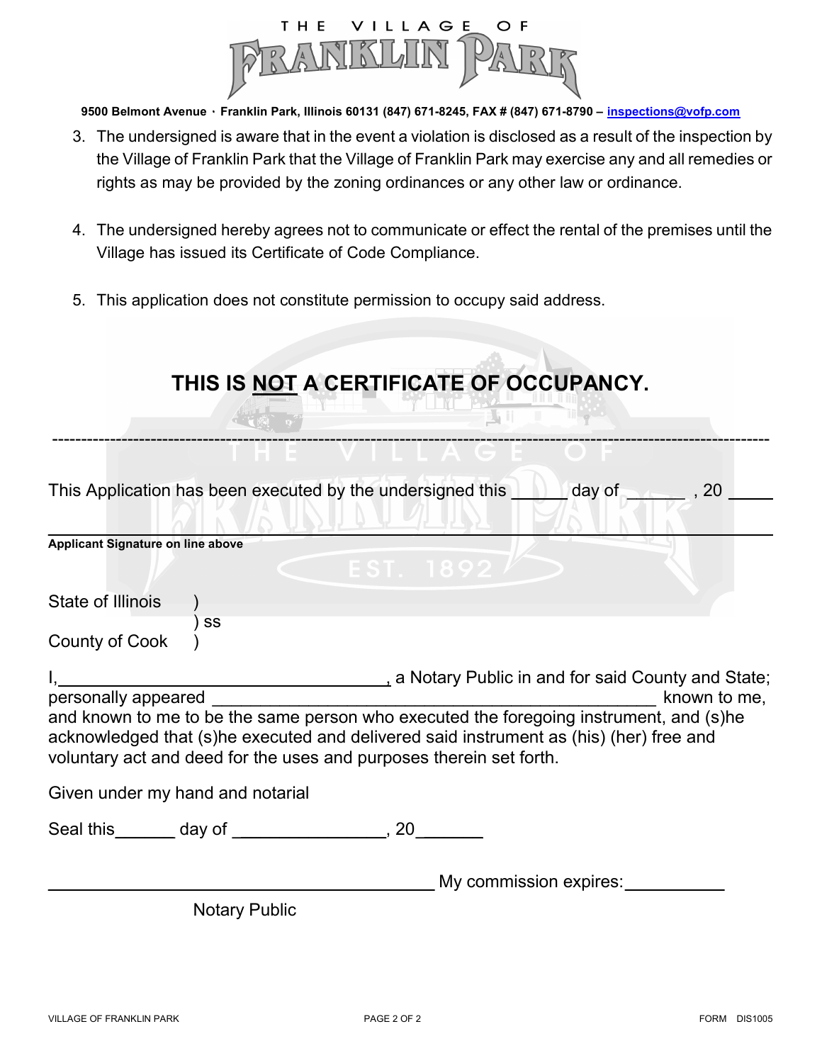THE VILLAGE OF FRANKLIN PARK

9500 Belmont Avenue · Franklin Park, Illinois 60131 (847) 671-8245, FAX # (847) 671-8790 – inspections@vofp.com

3. The undersigned is aware that in the event a violation is disclosed as a result of the inspection by the Village of Franklin Park that the Village of Franklin Park may exercise any and all remedies or rights as may be provided by the zoning ordinances or any other law or ordinance.

4. The undersigned hereby agrees not to communicate or effect the rental of the premises until the Village has issued its Certificate of Code Compliance.

5. This application does not constitute permission to occupy said address.

## THIS IS NOT A CERTIFICATE OF OCCUPANCY.

---

This Application has been executed by the undersigned this _____ day of ______ , 20 _____

______________________________________________

**Applicant Signature on line above**

State of Illinois )
) ss
County of Cook )

I,___________________________________, a Notary Public in and for said County and State; personally appeared ____________________________________________ known to me, and known to me to be the same person who executed the foregoing instrument, and (s)he acknowledged that (s)he executed and delivered said instrument as (his) (her) free and voluntary act and deed for the uses and purposes therein set forth.

Given under my hand and notarial

Seal this______ day of _______________, 20_______

_______________________________________ My commission expires:__________

Notary Public

VILLAGE OF FRANKLIN PARK FORM DIS1005